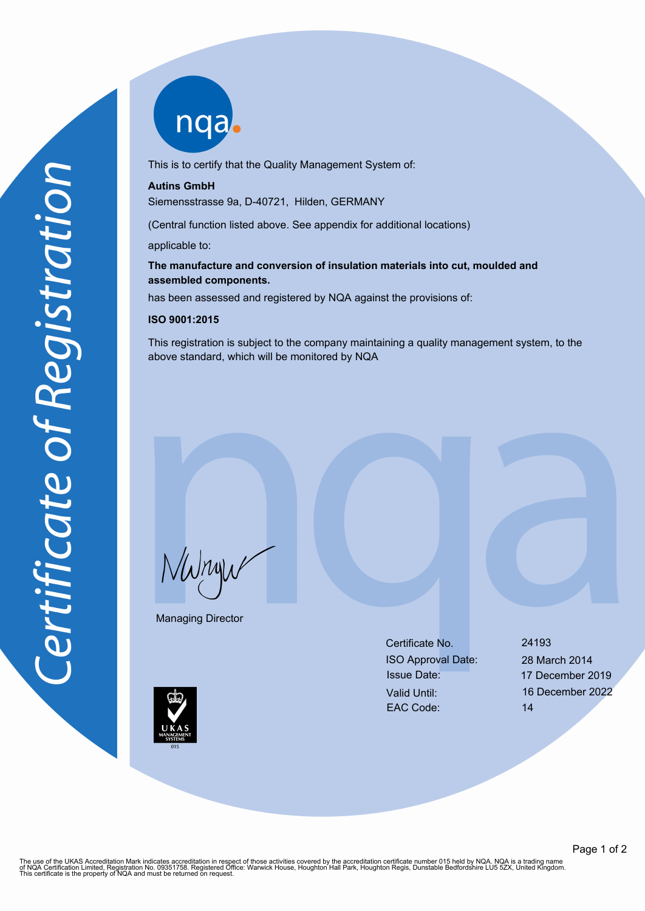# Certificate of Registration

This is to certify that the Quality Management System of:

**Autins GmbH**
Siemensstrasse 9a, D-40721, Hilden, GERMANY

(Central function listed above. See appendix for additional locations)

applicable to:

**The manufacture and conversion of insulation materials into cut, moulded and assembled components.**

has been assessed and registered by NQA against the provisions of:

**ISO 9001:2015**

This registration is subject to the company maintaining a quality management system, to the above standard, which will be monitored by NQA

Managing Director

| | |
|---|---|
| Certificate No. | 24193 |
| ISO Approval Date: | 28 March 2014 |
| Issue Date: | 17 December 2019 |
| Valid Until: | 16 December 2022 |
| EAC Code: | 14 |

UKAS MANAGEMENT SYSTEMS 015

The use of the UKAS Accreditation Mark indicates accreditation in respect of those activities covered by the accreditation certificate number 015 held by NQA. NQA is a trading name of NQA Certification Limited, Registration No. 09351758. Registered Office: Warwick House, Houghton Hall Park, Houghton Regis, Dunstable Bedfordshire LU5 5ZX, United Kingdom. This certificate is the property of NQA and must be returned on request.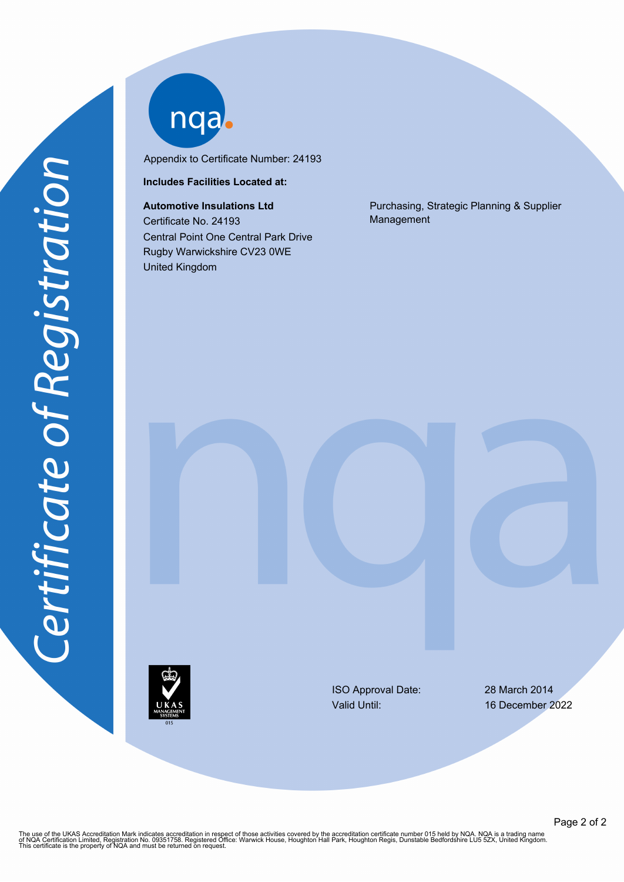Certificate of Registration

nqa

Appendix to Certificate Number: 24193

**Includes Facilities Located at:**

**Automotive Insulations Ltd**
Certificate No. 24193
Central Point One Central Park Drive
Rugby Warwickshire CV23 0WE
United Kingdom

Purchasing, Strategic Planning & Supplier Management

UKAS MANAGEMENT SYSTEMS 015

| | |
|---|---|
| ISO Approval Date: | 28 March 2014 |
| Valid Until: | 16 December 2022 |

The use of the UKAS Accreditation Mark indicates accreditation in respect of those activities covered by the accreditation certificate number 015 held by NQA. NQA is a trading name of NQA Certification Limited, Registration No. 09351758. Registered Office: Warwick House, Houghton Hall Park, Houghton Regis, Dunstable Bedfordshire LU5 5ZX, United Kingdom. This certificate is the property of NQA and must be returned on request.